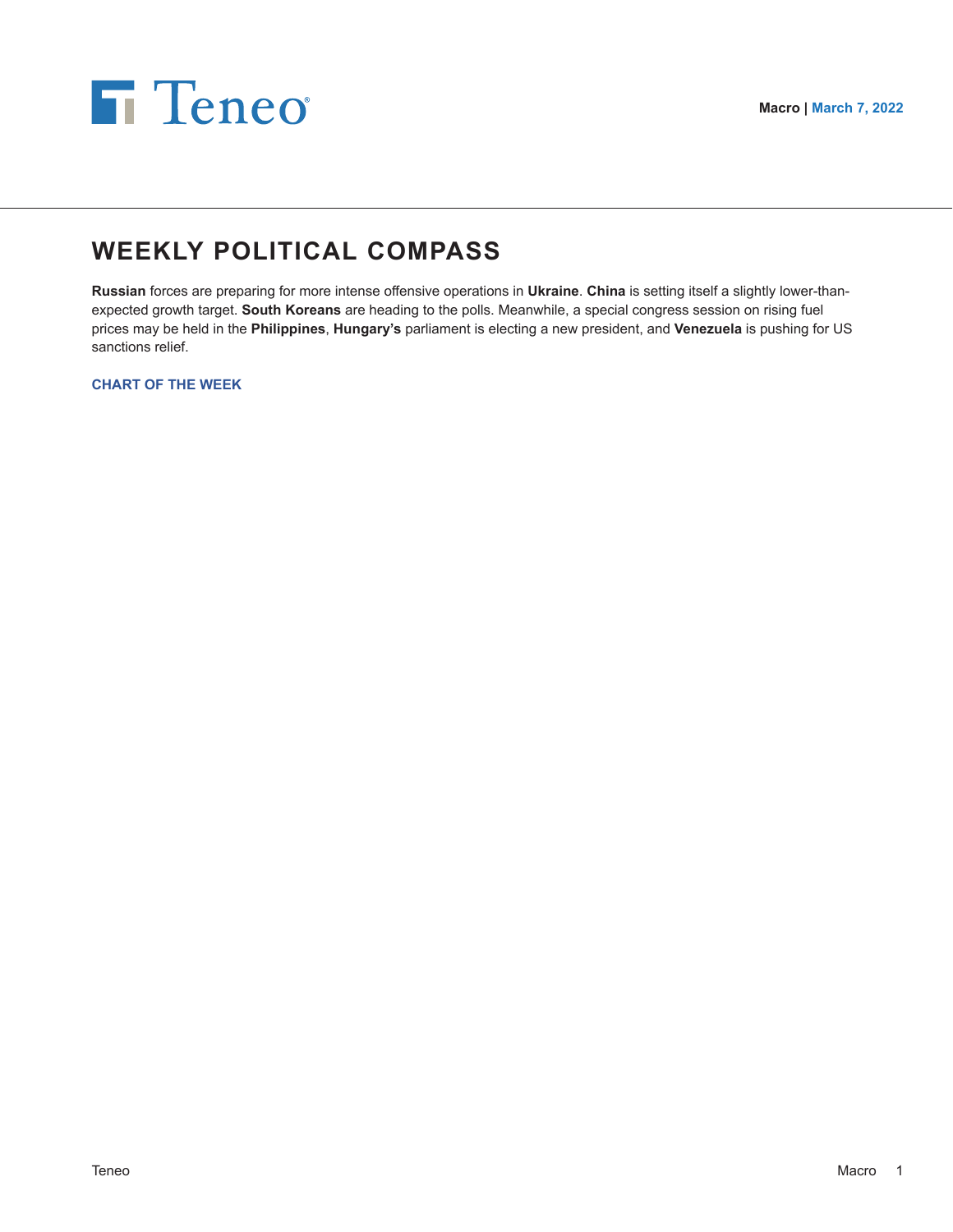Macro | March 7, 2022

# WEEKLY POLITICAL COMPASS

**Russian** forces are preparing for more intense offensive operations in **Ukraine**. **China** is setting itself a slightly lower-than-expected growth target. **South Koreans** are heading to the polls. Meanwhile, a special congress session on rising fuel prices may be held in the **Philippines**, **Hungary's** parliament is electing a new president, and **Venezuela** is pushing for US sanctions relief.

### CHART OF THE WEEK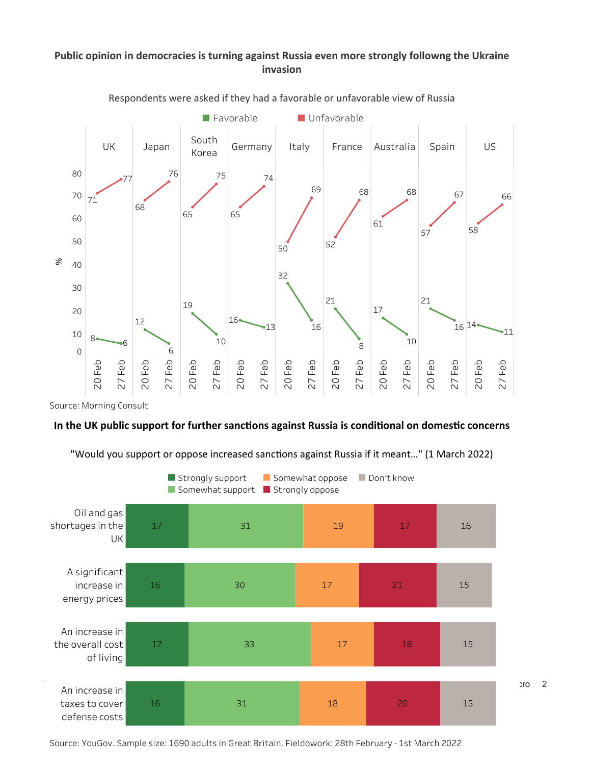**Public opinion in democracies is turning against Russia even more strongly followng the Ukraine invasion**

Respondents were asked if they had a favorable or unfavorable view of Russia

Favorable
Unfavorable

UK
Japan
South Korea
Germany
Italy
France
Australia
Spain
US

%

80
70
60
50
40
30
20
10
0

71 77
68 76
65 75
65 74
50 69
52 68
61 68
57 67
58 66

8 6
12 6
19 10
16 13
32 16
21 8
17 10
21 16
14 11

20 Feb
27 Feb

Source: Morning Consult

**In the UK public support for further sanctions against Russia is conditional on domestic concerns**

"Would you support or oppose increased sanctions against Russia if it meant..." (1 March 2022)

Strongly support
Somewhat support
Somewhat oppose
Strongly oppose
Don't know

Oil and gas shortages in the UK
17 31 19 17 16

A significant increase in energy prices
16 30 17 21 15

An increase in the overall cost of living
17 33 17 18 15

An increase in taxes to cover defense costs
16 31 18 20 15

Source: YouGov. Sample size: 1690 adults in Great Britain. Fieldwork: 28th February - 1st March 2022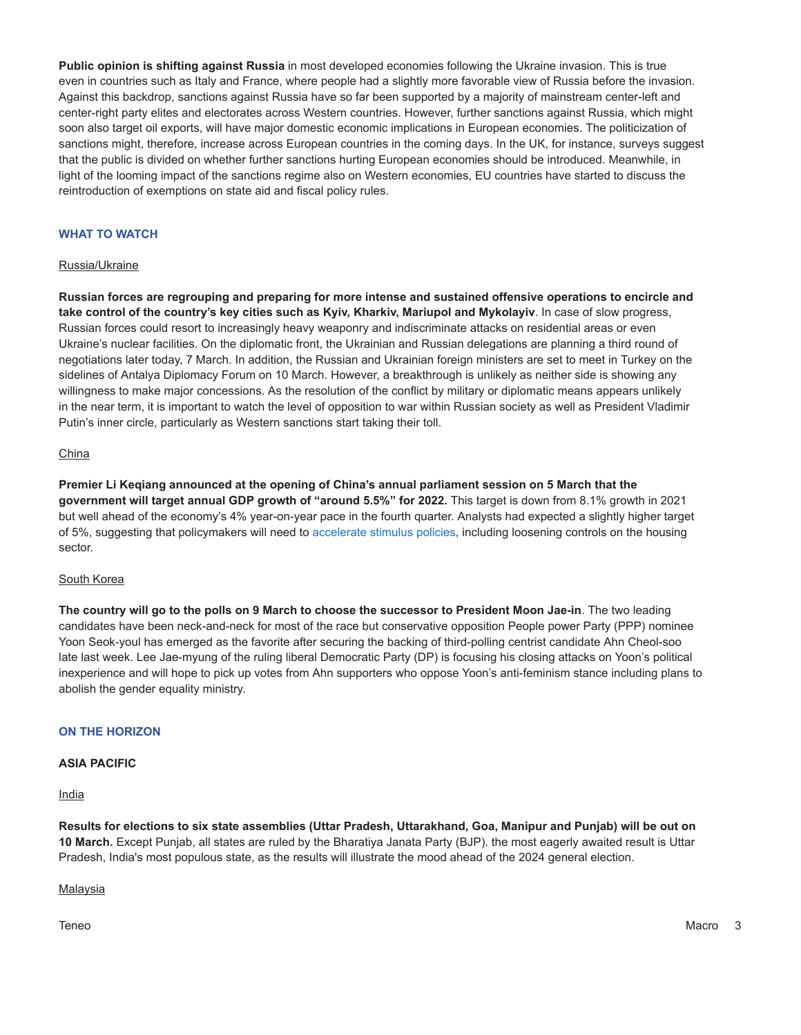**Public opinion is shifting against Russia** in most developed economies following the Ukraine invasion. This is true even in countries such as Italy and France, where people had a slightly more favorable view of Russia before the invasion. Against this backdrop, sanctions against Russia have so far been supported by a majority of mainstream center-left and center-right party elites and electorates across Western countries. However, further sanctions against Russia, which might soon also target oil exports, will have major domestic economic implications in European economies. The politicization of sanctions might, therefore, increase across European countries in the coming days. In the UK, for instance, surveys suggest that the public is divided on whether further sanctions hurting European economies should be introduced. Meanwhile, in light of the looming impact of the sanctions regime also on Western economies, EU countries have started to discuss the reintroduction of exemptions on state aid and fiscal policy rules.

## WHAT TO WATCH

Russia/Ukraine

**Russian forces are regrouping and preparing for more intense and sustained offensive operations to encircle and take control of the country's key cities such as Kyiv, Kharkiv, Mariupol and Mykolayiv**. In case of slow progress, Russian forces could resort to increasingly heavy weaponry and indiscriminate attacks on residential areas or even Ukraine's nuclear facilities. On the diplomatic front, the Ukrainian and Russian delegations are planning a third round of negotiations later today, 7 March. In addition, the Russian and Ukrainian foreign ministers are set to meet in Turkey on the sidelines of Antalya Diplomacy Forum on 10 March. However, a breakthrough is unlikely as neither side is showing any willingness to make major concessions. As the resolution of the conflict by military or diplomatic means appears unlikely in the near term, it is important to watch the level of opposition to war within Russian society as well as President Vladimir Putin's inner circle, particularly as Western sanctions start taking their toll.

China

**Premier Li Keqiang announced at the opening of China's annual parliament session on 5 March that the government will target annual GDP growth of "around 5.5%" for 2022.** This target is down from 8.1% growth in 2021 but well ahead of the economy's 4% year-on-year pace in the fourth quarter. Analysts had expected a slightly higher target of 5%, suggesting that policymakers will need to accelerate stimulus policies, including loosening controls on the housing sector.

South Korea

**The country will go to the polls on 9 March to choose the successor to President Moon Jae-in**. The two leading candidates have been neck-and-neck for most of the race but conservative opposition People power Party (PPP) nominee Yoon Seok-youl has emerged as the favorite after securing the backing of third-polling centrist candidate Ahn Cheol-soo late last week. Lee Jae-myung of the ruling liberal Democratic Party (DP) is focusing his closing attacks on Yoon's political inexperience and will hope to pick up votes from Ahn supporters who oppose Yoon's anti-feminism stance including plans to abolish the gender equality ministry.

## ON THE HORIZON

### ASIA PACIFIC

India

**Results for elections to six state assemblies (Uttar Pradesh, Uttarakhand, Goa, Manipur and Punjab) will be out on 10 March.** Except Punjab, all states are ruled by the Bharatiya Janata Party (BJP). the most eagerly awaited result is Uttar Pradesh, India's most populous state, as the results will illustrate the mood ahead of the 2024 general election.

Malaysia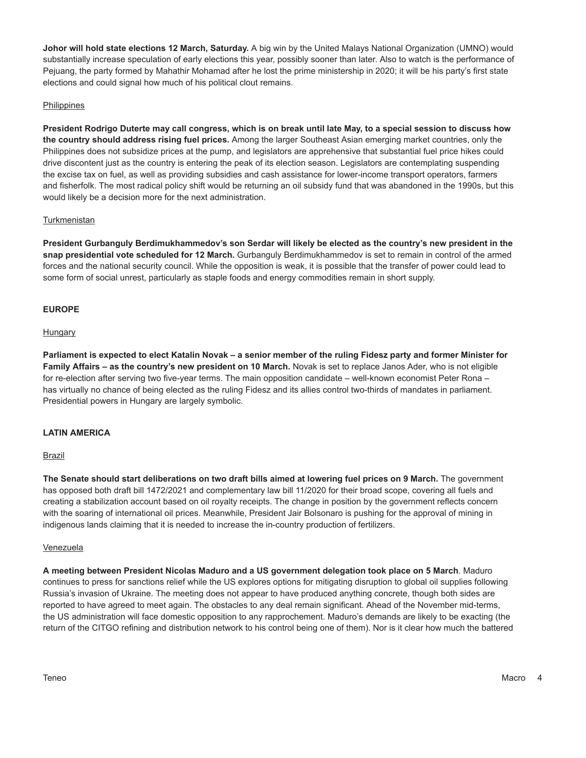**Johor will hold state elections 12 March, Saturday.** A big win by the United Malays National Organization (UMNO) would substantially increase speculation of early elections this year, possibly sooner than later. Also to watch is the performance of Pejuang, the party formed by Mahathir Mohamad after he lost the prime ministership in 2020; it will be his party's first state elections and could signal how much of his political clout remains.

Philippines

**President Rodrigo Duterte may call congress, which is on break until late May, to a special session to discuss how the country should address rising fuel prices.** Among the larger Southeast Asian emerging market countries, only the Philippines does not subsidize prices at the pump, and legislators are apprehensive that substantial fuel price hikes could drive discontent just as the country is entering the peak of its election season. Legislators are contemplating suspending the excise tax on fuel, as well as providing subsidies and cash assistance for lower-income transport operators, farmers and fisherfolk. The most radical policy shift would be returning an oil subsidy fund that was abandoned in the 1990s, but this would likely be a decision more for the next administration.

Turkmenistan

**President Gurbanguly Berdimukhammedov's son Serdar will likely be elected as the country's new president in the snap presidential vote scheduled for 12 March.** Gurbanguly Berdimukhammedov is set to remain in control of the armed forces and the national security council. While the opposition is weak, it is possible that the transfer of power could lead to some form of social unrest, particularly as staple foods and energy commodities remain in short supply.

## EUROPE

Hungary

**Parliament is expected to elect Katalin Novak – a senior member of the ruling Fidesz party and former Minister for Family Affairs – as the country's new president on 10 March.** Novak is set to replace Janos Ader, who is not eligible for re-election after serving two five-year terms. The main opposition candidate – well-known economist Peter Rona – has virtually no chance of being elected as the ruling Fidesz and its allies control two-thirds of mandates in parliament. Presidential powers in Hungary are largely symbolic.

## LATIN AMERICA

Brazil

**The Senate should start deliberations on two draft bills aimed at lowering fuel prices on 9 March.** The government has opposed both draft bill 1472/2021 and complementary law bill 11/2020 for their broad scope, covering all fuels and creating a stabilization account based on oil royalty receipts. The change in position by the government reflects concern with the soaring of international oil prices. Meanwhile, President Jair Bolsonaro is pushing for the approval of mining in indigenous lands claiming that it is needed to increase the in-country production of fertilizers.

Venezuela

**A meeting between President Nicolas Maduro and a US government delegation took place on 5 March**. Maduro continues to press for sanctions relief while the US explores options for mitigating disruption to global oil supplies following Russia's invasion of Ukraine. The meeting does not appear to have produced anything concrete, though both sides are reported to have agreed to meet again. The obstacles to any deal remain significant. Ahead of the November mid-terms, the US administration will face domestic opposition to any rapprochement. Maduro's demands are likely to be exacting (the return of the CITGO refining and distribution network to his control being one of them). Nor is it clear how much the battered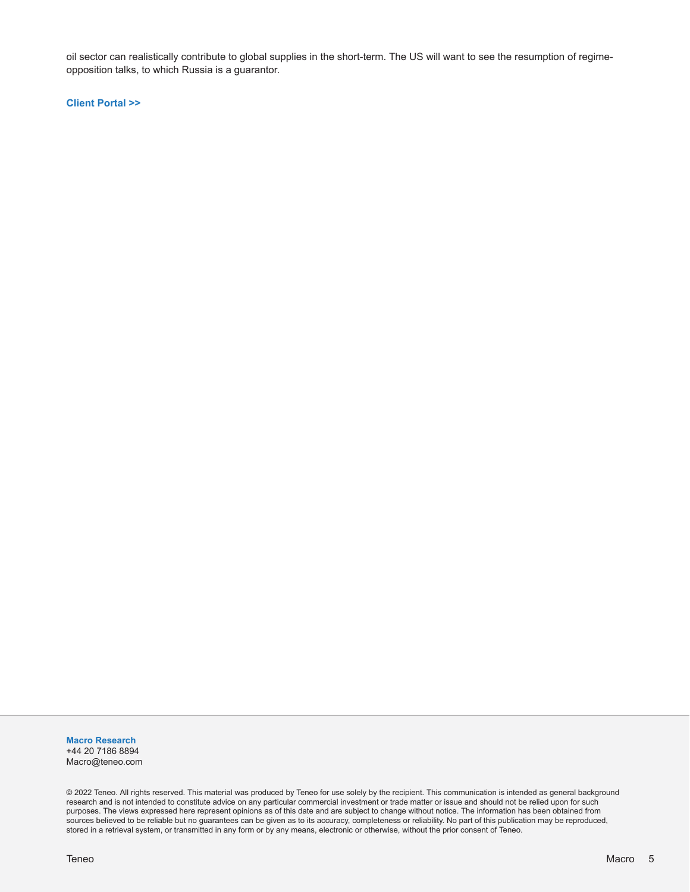oil sector can realistically contribute to global supplies in the short-term. The US will want to see the resumption of regime-opposition talks, to which Russia is a guarantor.

**Client Portal >>**

**Macro Research**
+44 20 7186 8894
Macro@teneo.com

© 2022 Teneo. All rights reserved. This material was produced by Teneo for use solely by the recipient. This communication is intended as general background research and is not intended to constitute advice on any particular commercial investment or trade matter or issue and should not be relied upon for such purposes. The views expressed here represent opinions as of this date and are subject to change without notice. The information has been obtained from sources believed to be reliable but no guarantees can be given as to its accuracy, completeness or reliability. No part of this publication may be reproduced, stored in a retrieval system, or transmitted in any form or by any means, electronic or otherwise, without the prior consent of Teneo.